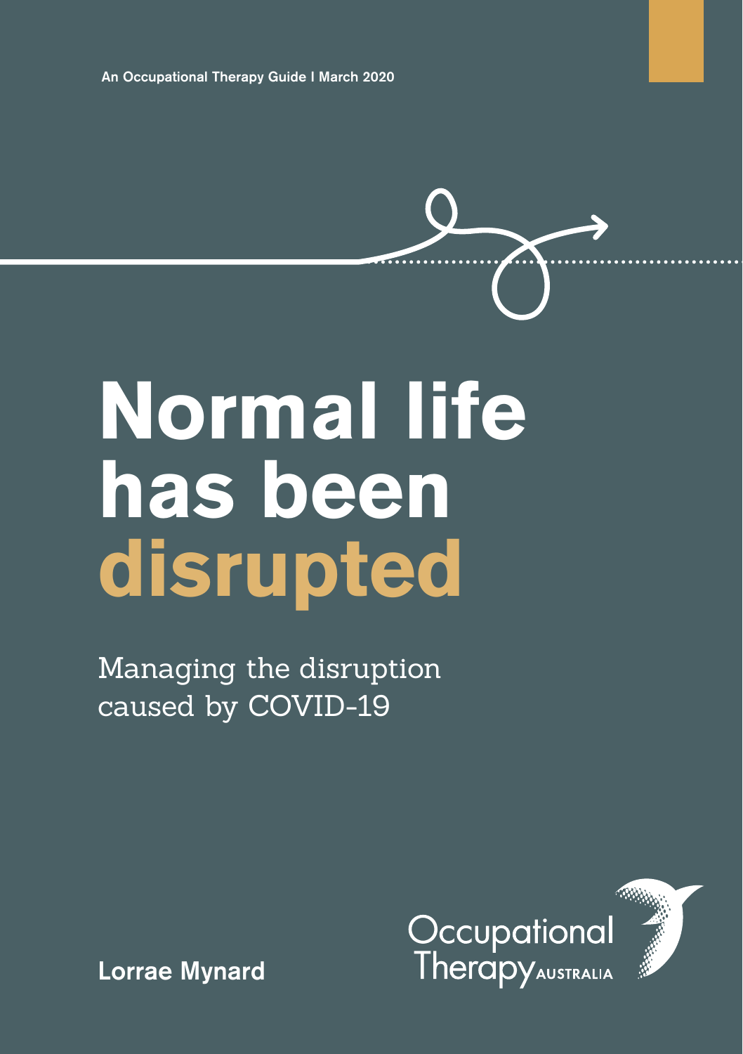An Occupational Therapy Guide I March 2020

# Normal life has been disrupted

Managing the disruption caused by COVID-19

**Lorrae Mynard**

Occupational Therapy AUSTRALIA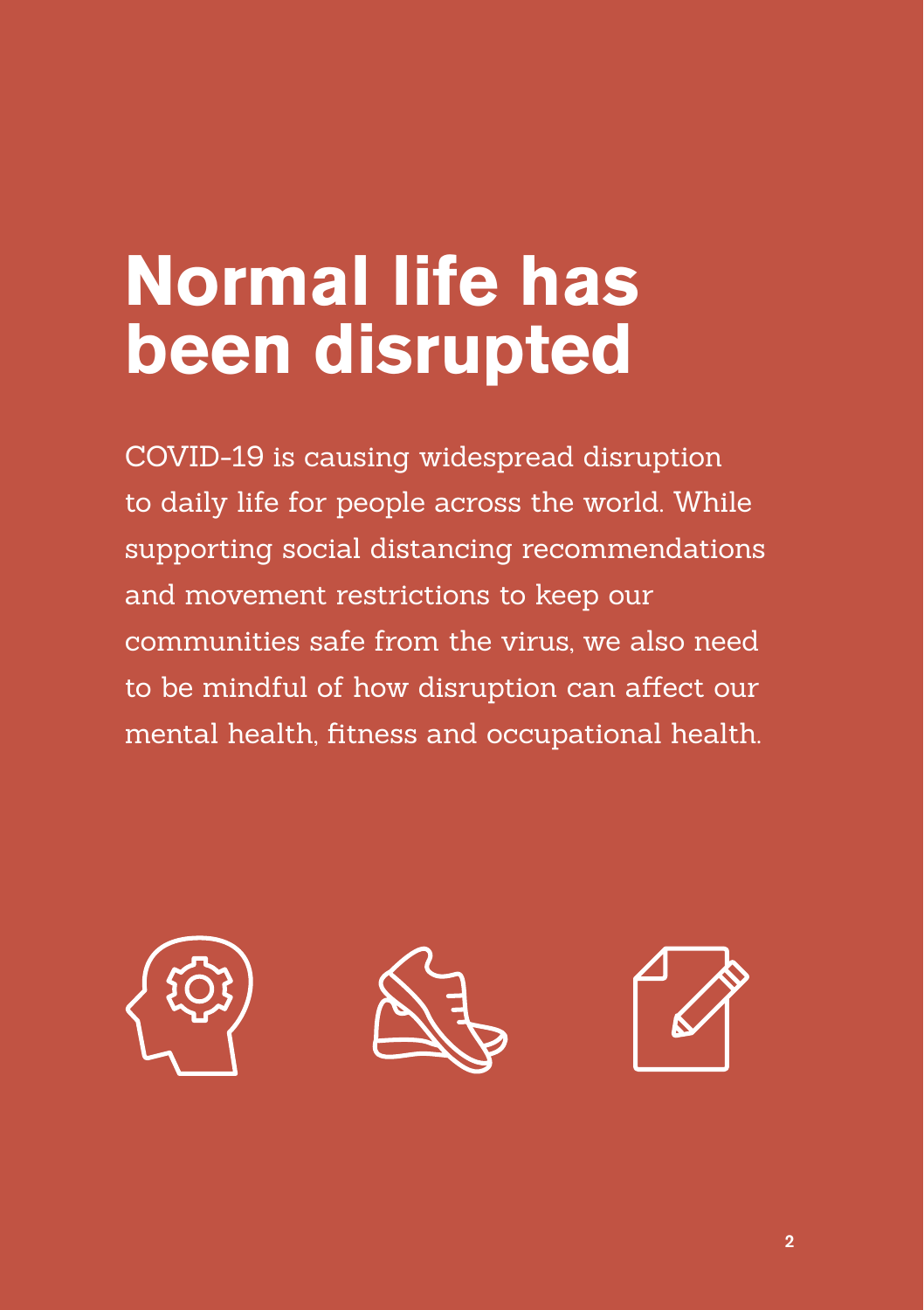# Normal life has been disrupted

COVID-19 is causing widespread disruption to daily life for people across the world. While supporting social distancing recommendations and movement restrictions to keep our communities safe from the virus, we also need to be mindful of how disruption can affect our mental health, fitness and occupational health.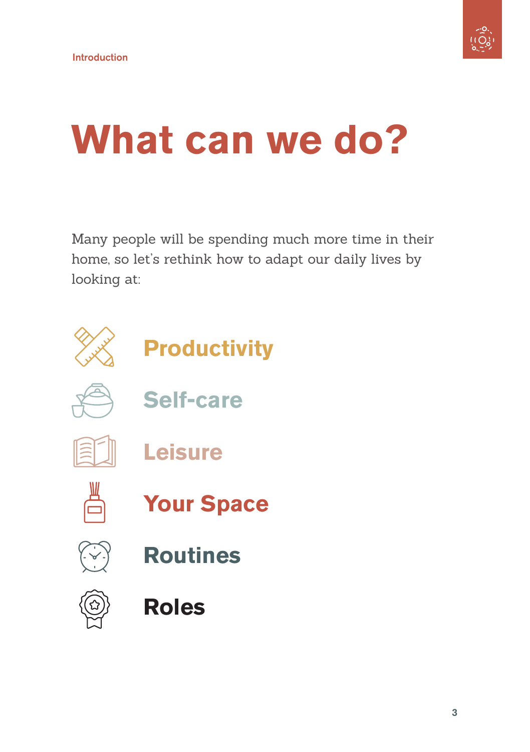Introduction

# What can we do?

Many people will be spending much more time in their home, so let's rethink how to adapt our daily lives by looking at:

- **Productivity**
- **Self-care**
- **Leisure**
- **Your Space**
- **Routines**
- **Roles**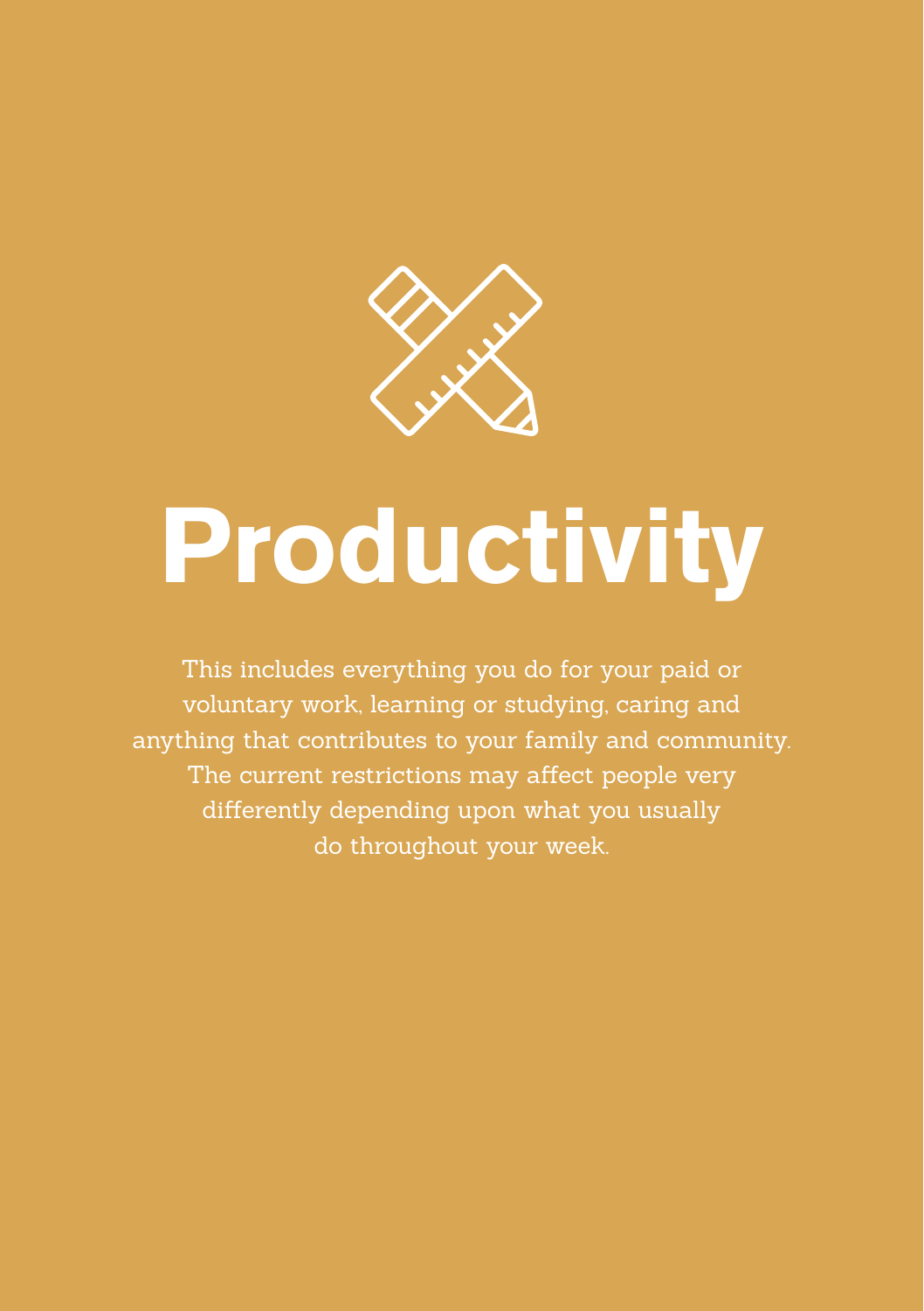# Productivity

This includes everything you do for your paid or voluntary work, learning or studying, caring and anything that contributes to your family and community. The current restrictions may affect people very differently depending upon what you usually do throughout your week.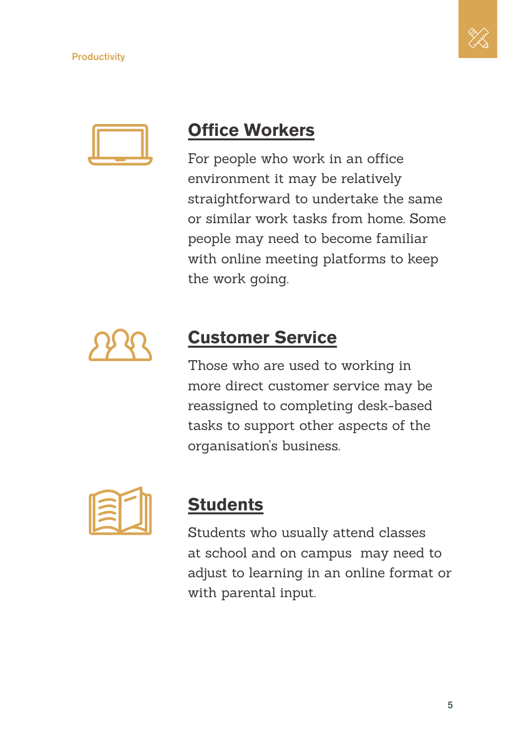## Office Workers

For people who work in an office environment it may be relatively straightforward to undertake the same or similar work tasks from home. Some people may need to become familiar with online meeting platforms to keep the work going.

## Customer Service

Those who are used to working in more direct customer service may be reassigned to completing desk-based tasks to support other aspects of the organisation's business.

## Students

Students who usually attend classes at school and on campus may need to adjust to learning in an online format or with parental input.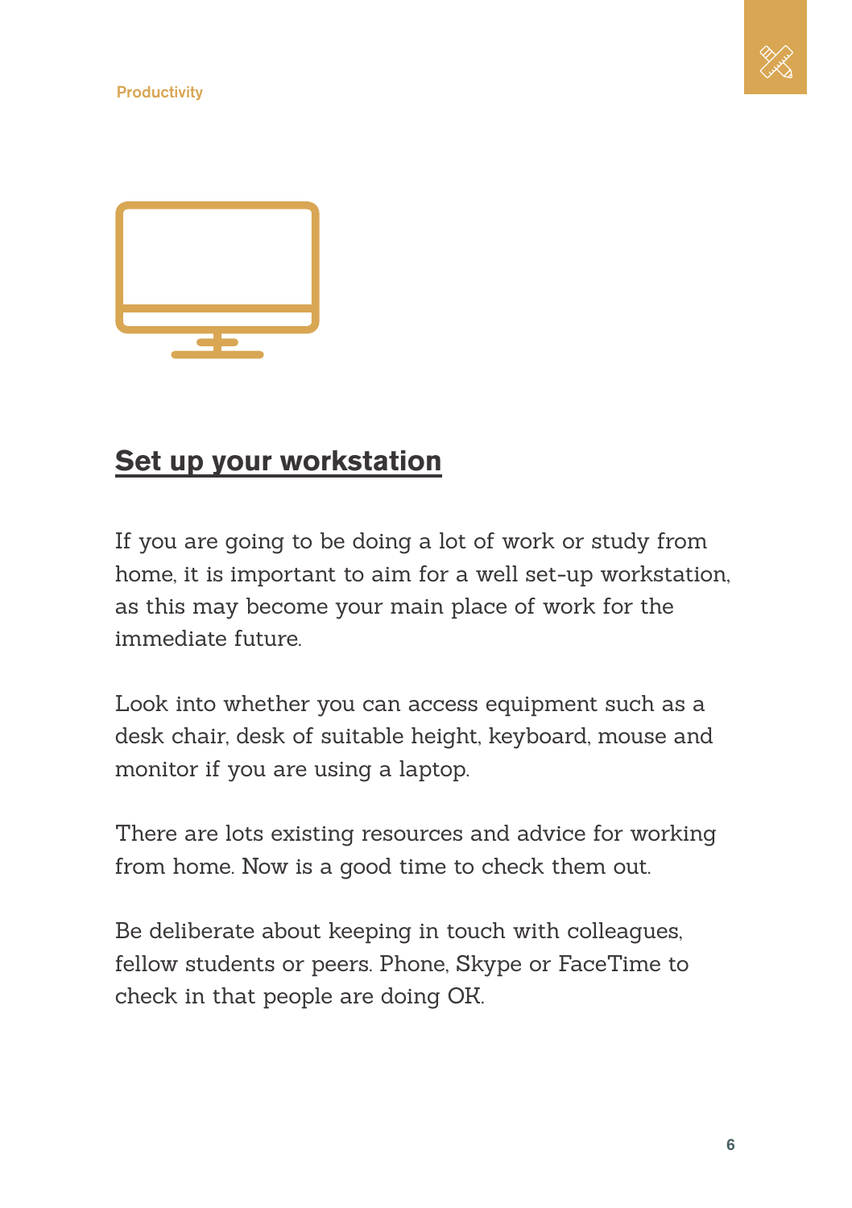## Set up your workstation

If you are going to be doing a lot of work or study from home, it is important to aim for a well set-up workstation, as this may become your main place of work for the immediate future.

Look into whether you can access equipment such as a desk chair, desk of suitable height, keyboard, mouse and monitor if you are using a laptop.

There are lots existing resources and advice for working from home. Now is a good time to check them out.

Be deliberate about keeping in touch with colleagues, fellow students or peers. Phone, Skype or FaceTime to check in that people are doing OK.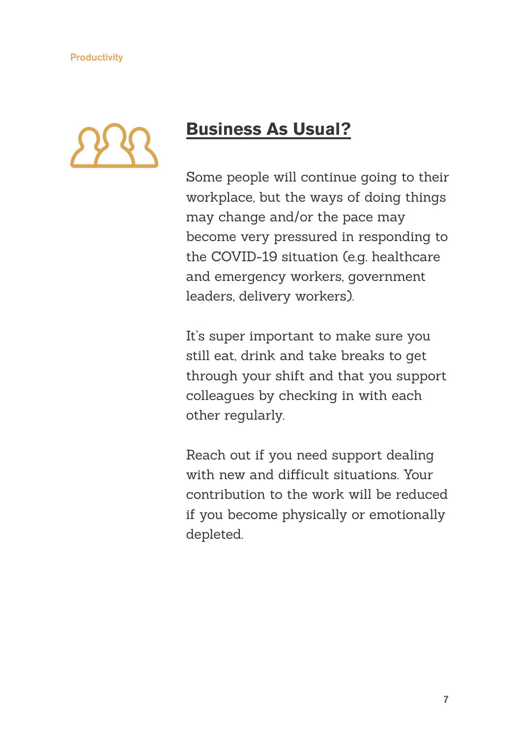## Business As Usual?

Some people will continue going to their workplace, but the ways of doing things may change and/or the pace may become very pressured in responding to the COVID-19 situation (e.g. healthcare and emergency workers, government leaders, delivery workers).

It's super important to make sure you still eat, drink and take breaks to get through your shift and that you support colleagues by checking in with each other regularly.

Reach out if you need support dealing with new and difficult situations. Your contribution to the work will be reduced if you become physically or emotionally depleted.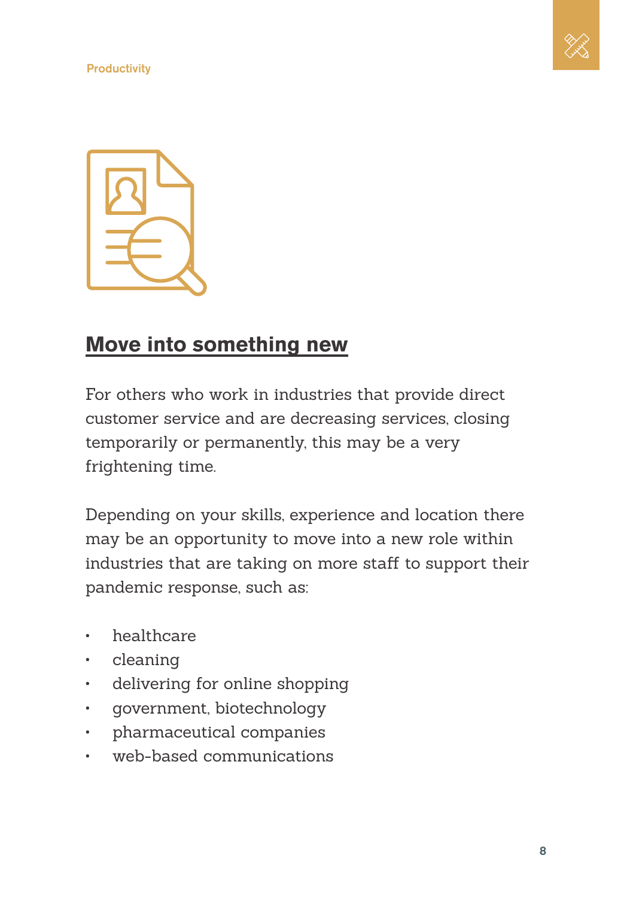## Move into something new

For others who work in industries that provide direct customer service and are decreasing services, closing temporarily or permanently, this may be a very frightening time.

Depending on your skills, experience and location there may be an opportunity to move into a new role within industries that are taking on more staff to support their pandemic response, such as:

- healthcare
- cleaning
- delivering for online shopping
- government, biotechnology
- pharmaceutical companies
- web-based communications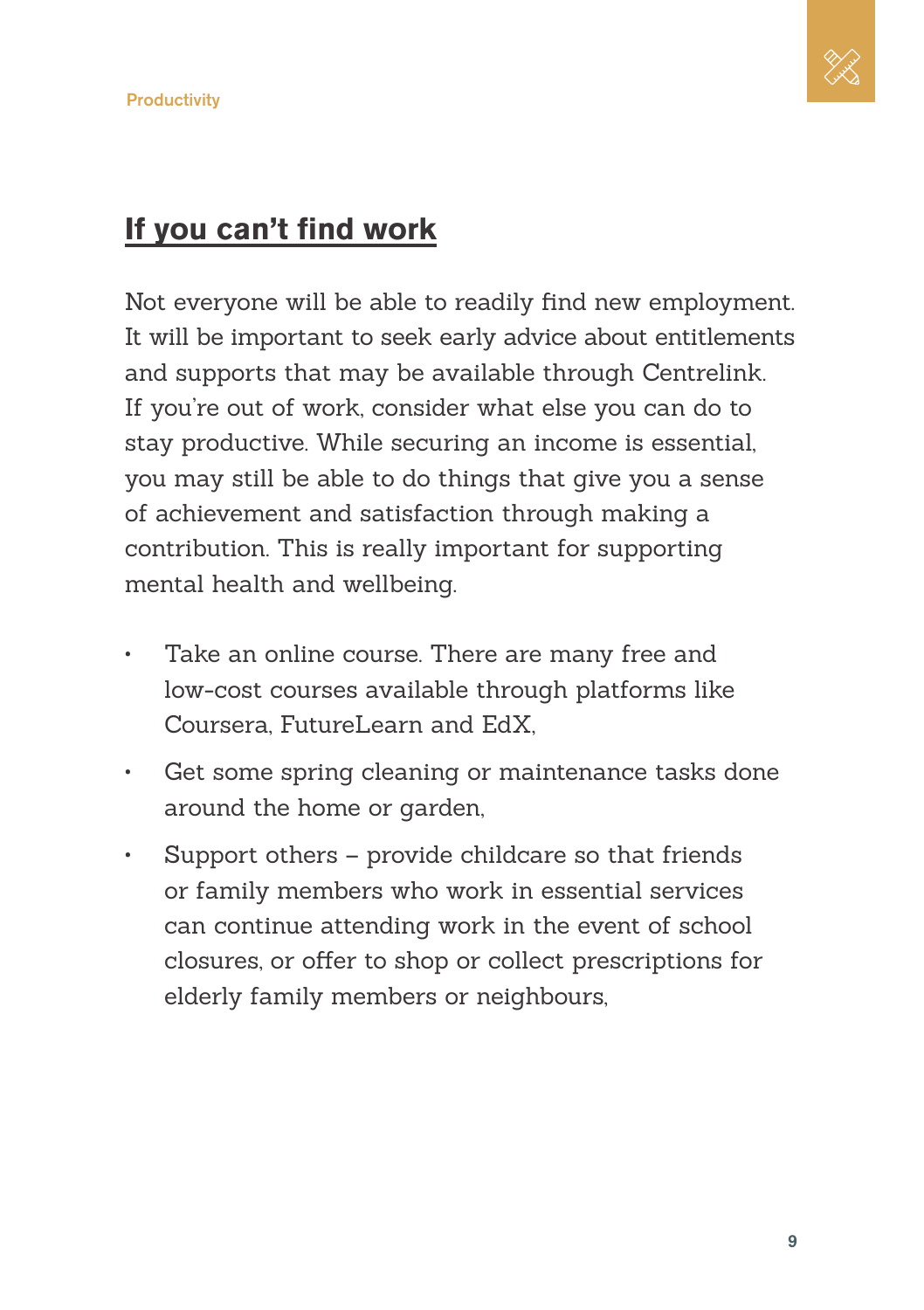## If you can't find work

Not everyone will be able to readily find new employment. It will be important to seek early advice about entitlements and supports that may be available through Centrelink. If you're out of work, consider what else you can do to stay productive. While securing an income is essential, you may still be able to do things that give you a sense of achievement and satisfaction through making a contribution. This is really important for supporting mental health and wellbeing.

- Take an online course. There are many free and low-cost courses available through platforms like Coursera, FutureLearn and EdX,
- Get some spring cleaning or maintenance tasks done around the home or garden,
- Support others – provide childcare so that friends or family members who work in essential services can continue attending work in the event of school closures, or offer to shop or collect prescriptions for elderly family members or neighbours,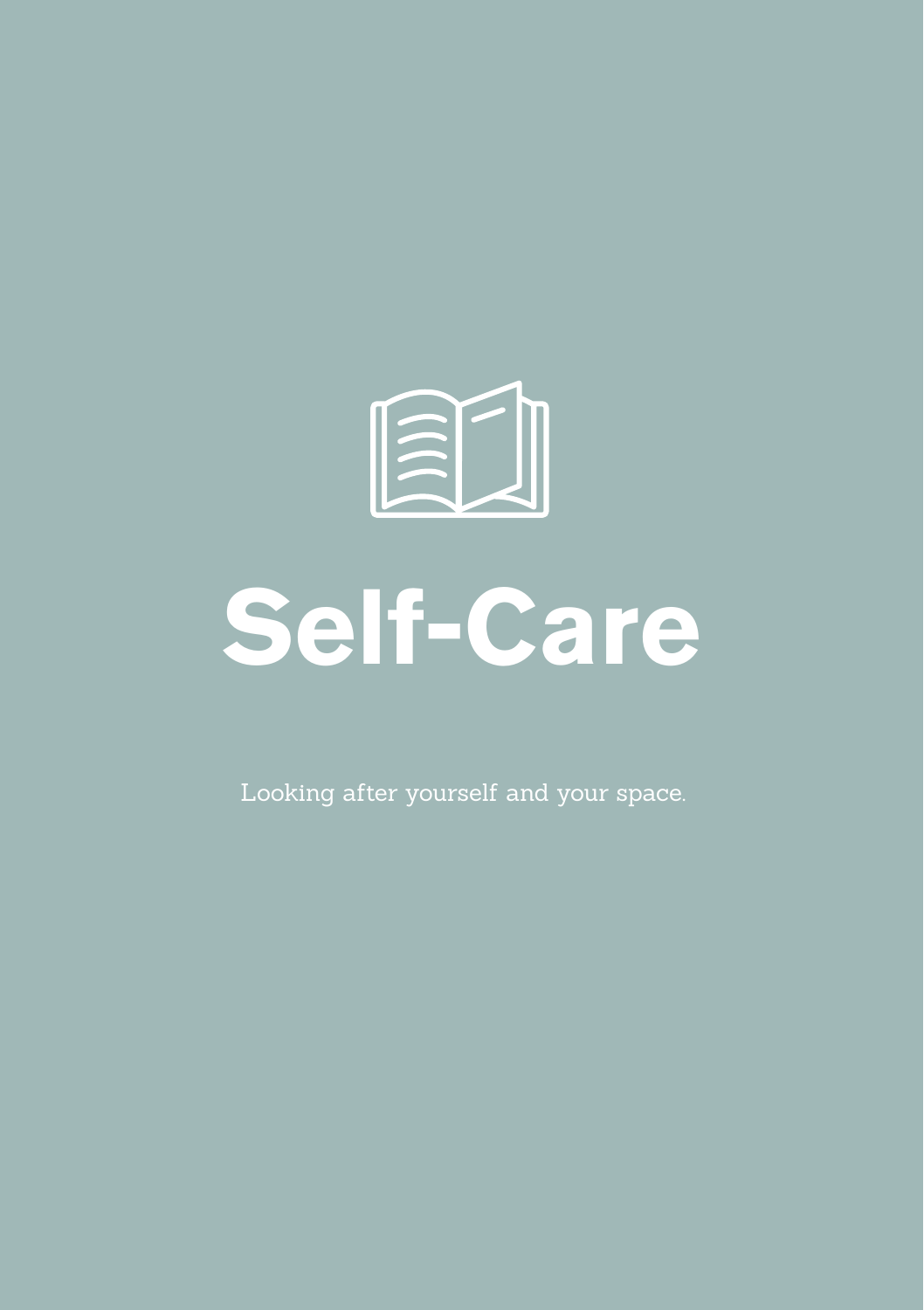# Self-Care

Looking after yourself and your space.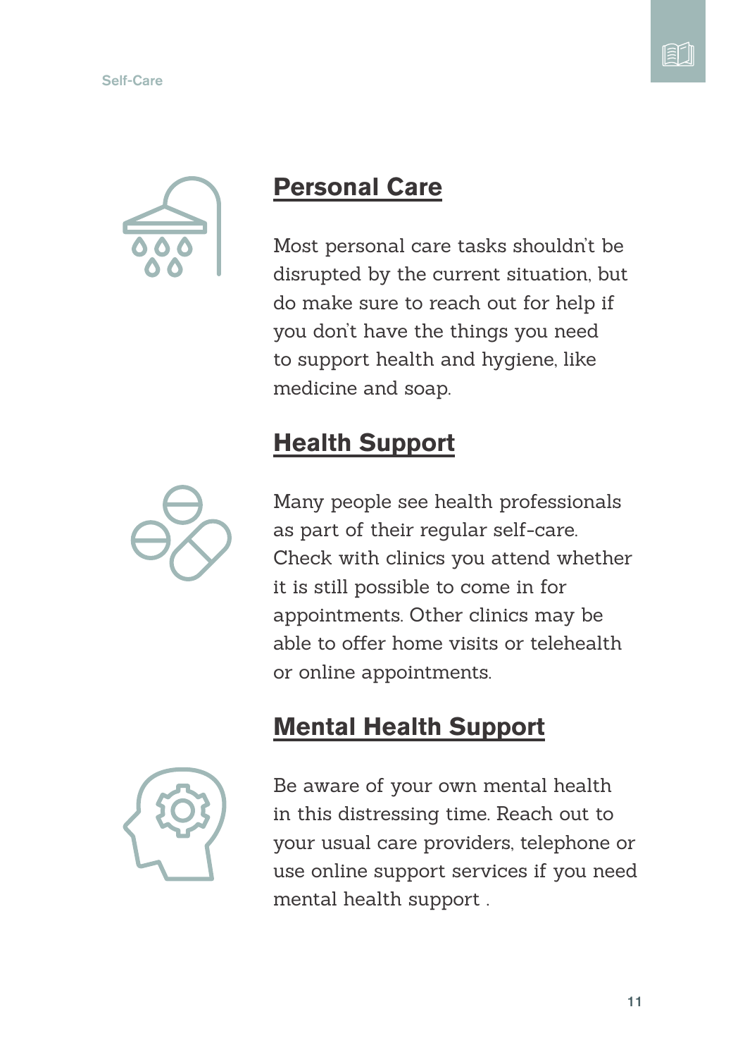## Personal Care

Most personal care tasks shouldn't be disrupted by the current situation, but do make sure to reach out for help if you don't have the things you need to support health and hygiene, like medicine and soap.

## Health Support

Many people see health professionals as part of their regular self-care. Check with clinics you attend whether it is still possible to come in for appointments. Other clinics may be able to offer home visits or telehealth or online appointments.

## Mental Health Support

Be aware of your own mental health in this distressing time. Reach out to your usual care providers, telephone or use online support services if you need mental health support .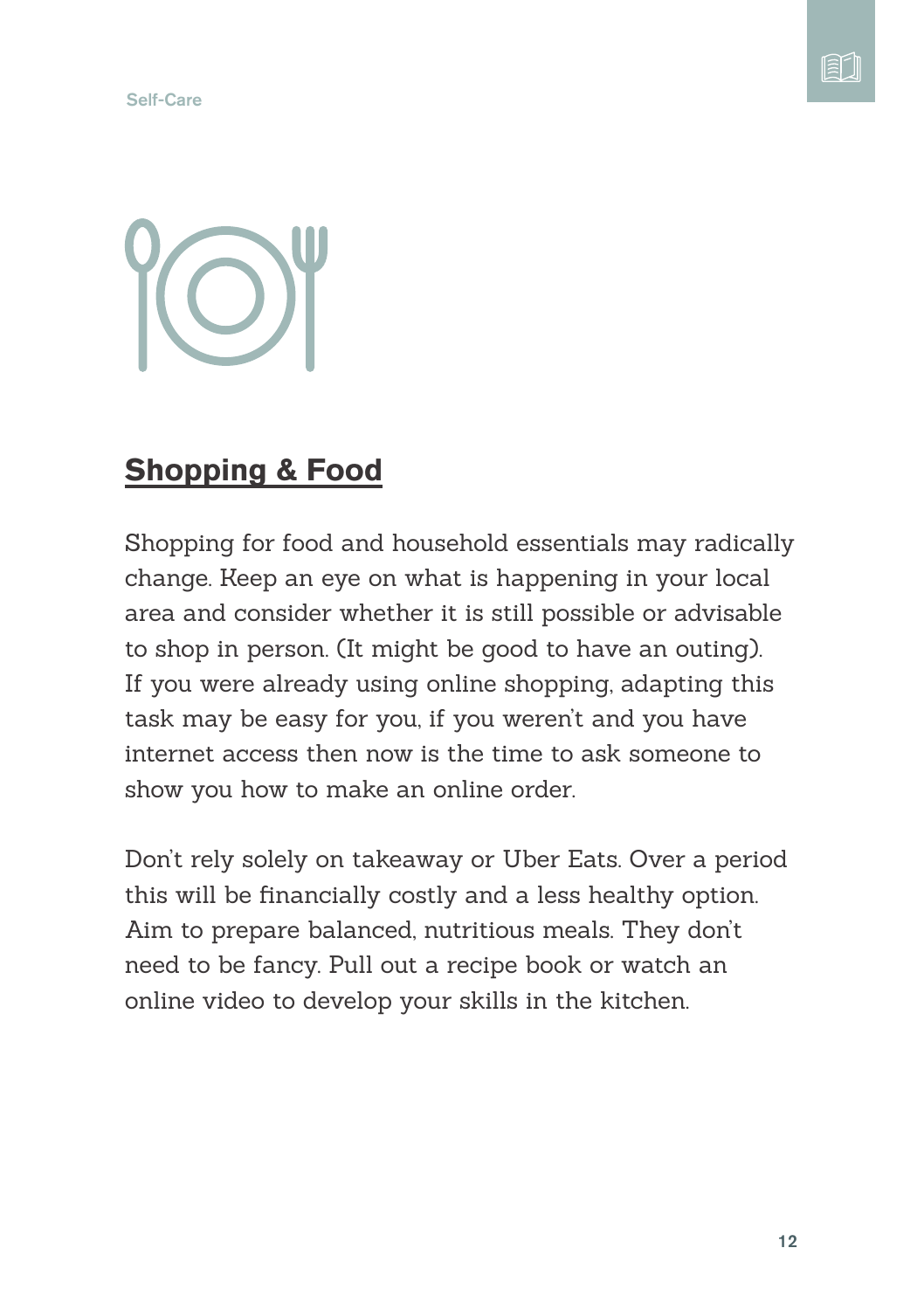## Shopping & Food

Shopping for food and household essentials may radically change. Keep an eye on what is happening in your local area and consider whether it is still possible or advisable to shop in person. (It might be good to have an outing). If you were already using online shopping, adapting this task may be easy for you, if you weren't and you have internet access then now is the time to ask someone to show you how to make an online order.

Don't rely solely on takeaway or Uber Eats. Over a period this will be financially costly and a less healthy option. Aim to prepare balanced, nutritious meals. They don't need to be fancy. Pull out a recipe book or watch an online video to develop your skills in the kitchen.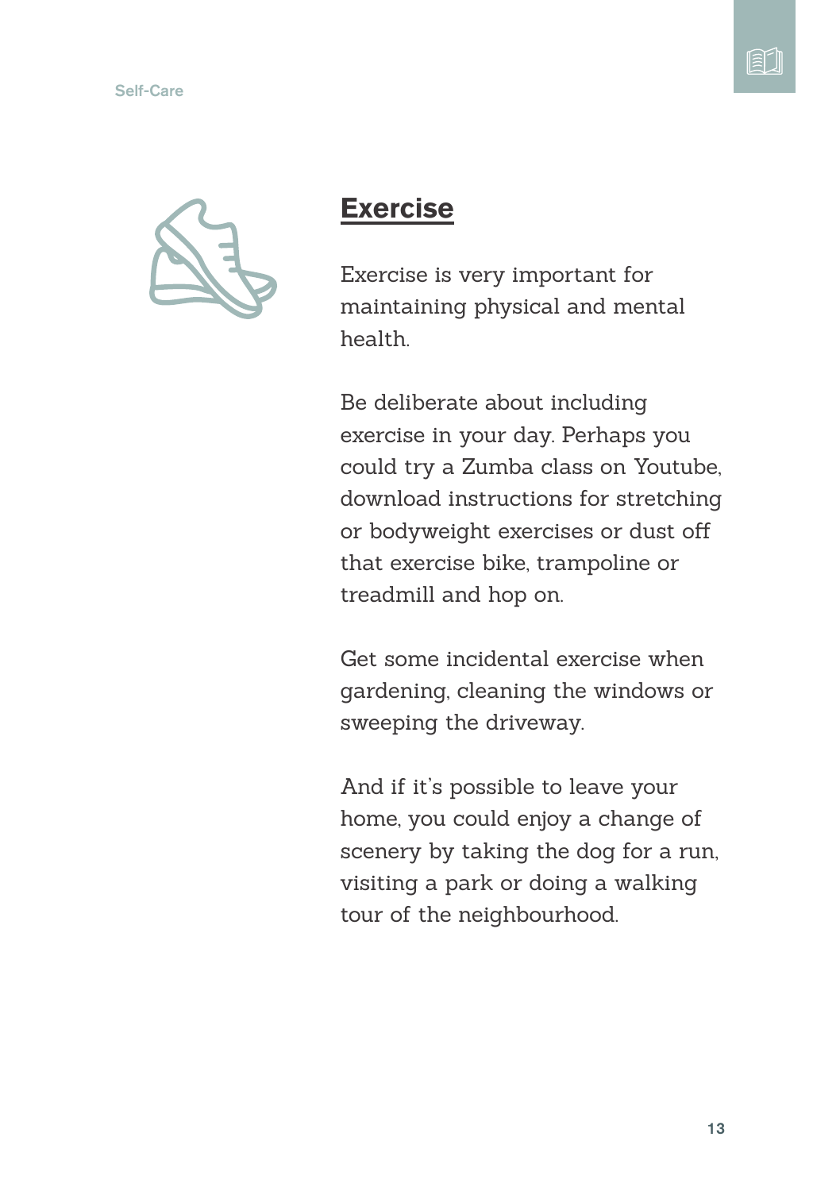## Exercise

Exercise is very important for maintaining physical and mental health.

Be deliberate about including exercise in your day. Perhaps you could try a Zumba class on Youtube, download instructions for stretching or bodyweight exercises or dust off that exercise bike, trampoline or treadmill and hop on.

Get some incidental exercise when gardening, cleaning the windows or sweeping the driveway.

And if it's possible to leave your home, you could enjoy a change of scenery by taking the dog for a run, visiting a park or doing a walking tour of the neighbourhood.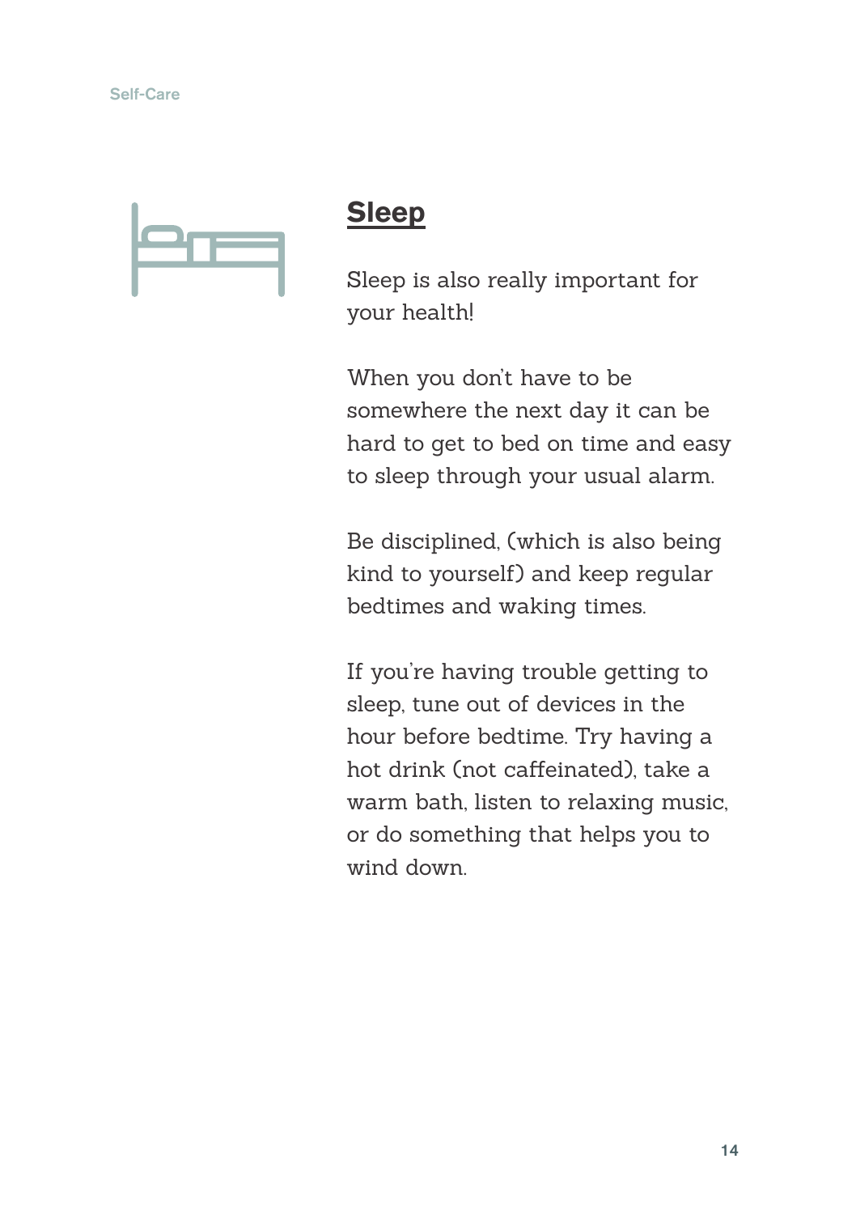## Sleep

Sleep is also really important for your health!

When you don't have to be somewhere the next day it can be hard to get to bed on time and easy to sleep through your usual alarm.

Be disciplined, (which is also being kind to yourself) and keep regular bedtimes and waking times.

If you're having trouble getting to sleep, tune out of devices in the hour before bedtime. Try having a hot drink (not caffeinated), take a warm bath, listen to relaxing music, or do something that helps you to wind down.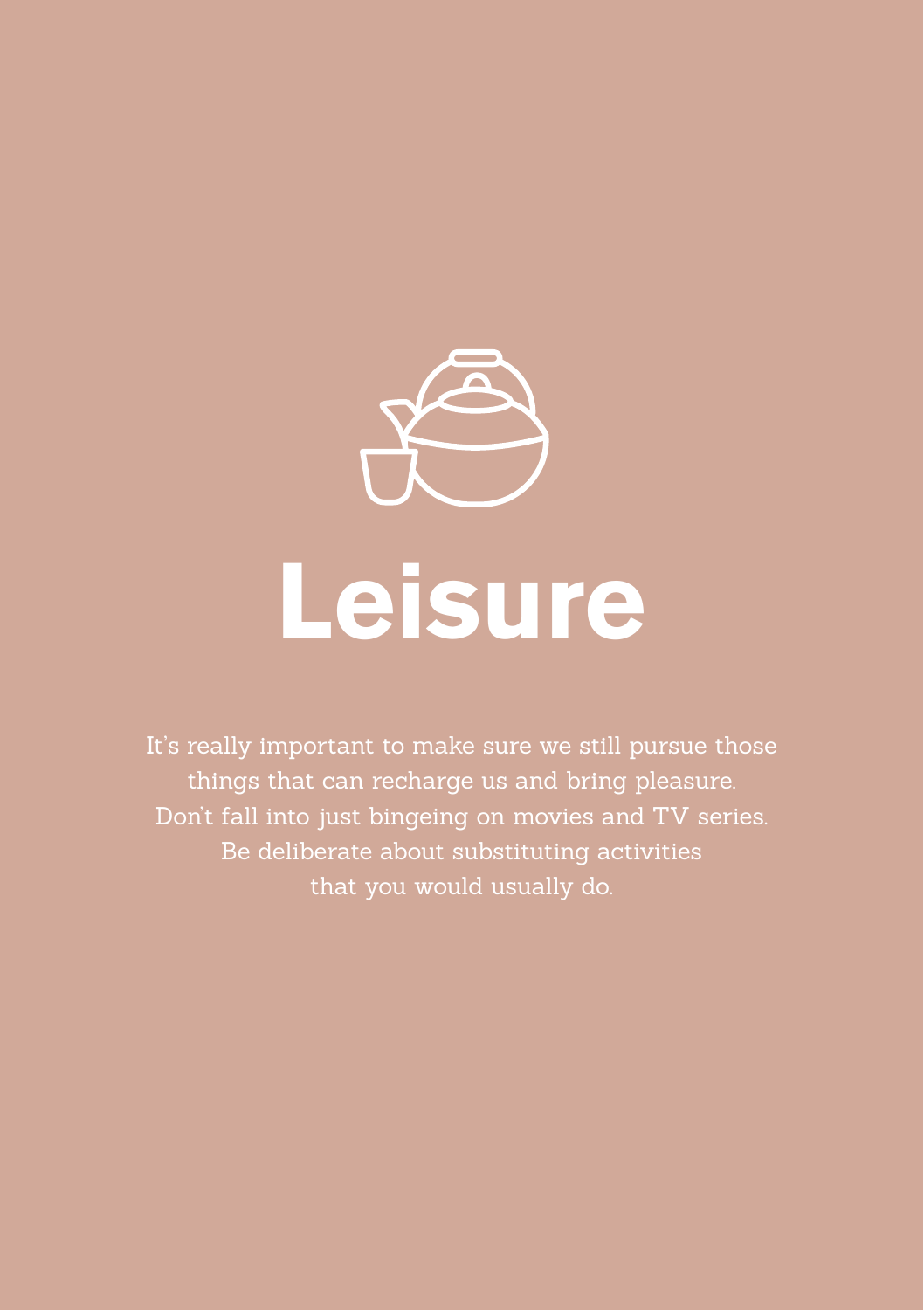# Leisure

It's really important to make sure we still pursue those things that can recharge us and bring pleasure. Don't fall into just bingeing on movies and TV series. Be deliberate about substituting activities that you would usually do.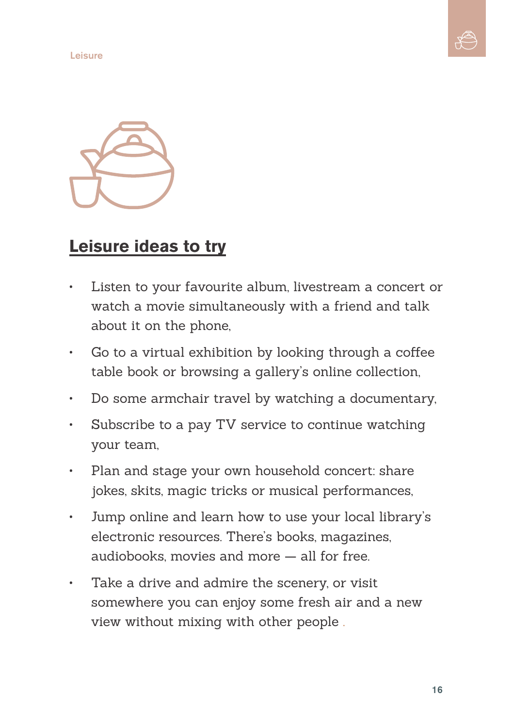## Leisure ideas to try

- Listen to your favourite album, livestream a concert or watch a movie simultaneously with a friend and talk about it on the phone,
- Go to a virtual exhibition by looking through a coffee table book or browsing a gallery's online collection,
- Do some armchair travel by watching a documentary,
- Subscribe to a pay TV service to continue watching your team,
- Plan and stage your own household concert: share jokes, skits, magic tricks or musical performances,
- Jump online and learn how to use your local library's electronic resources. There's books, magazines, audiobooks, movies and more — all for free.
- Take a drive and admire the scenery, or visit somewhere you can enjoy some fresh air and a new view without mixing with other people .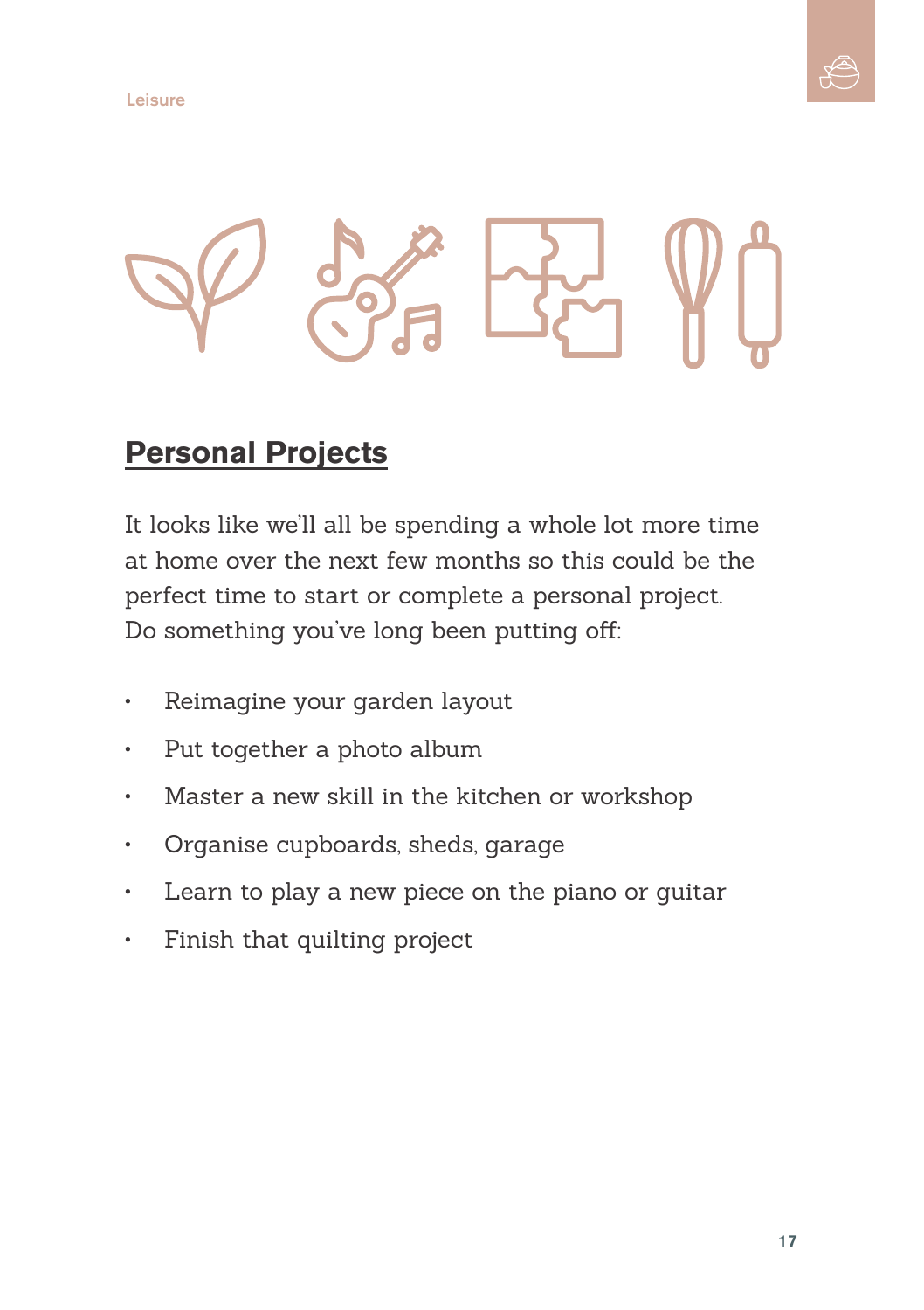## Personal Projects

It looks like we'll all be spending a whole lot more time at home over the next few months so this could be the perfect time to start or complete a personal project. Do something you've long been putting off:

- Reimagine your garden layout
- Put together a photo album
- Master a new skill in the kitchen or workshop
- Organise cupboards, sheds, garage
- Learn to play a new piece on the piano or guitar
- Finish that quilting project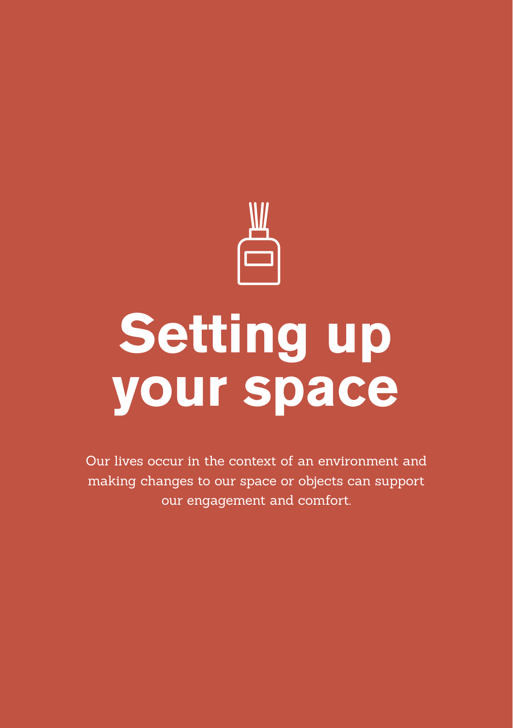# Setting up your space

Our lives occur in the context of an environment and making changes to our space or objects can support our engagement and comfort.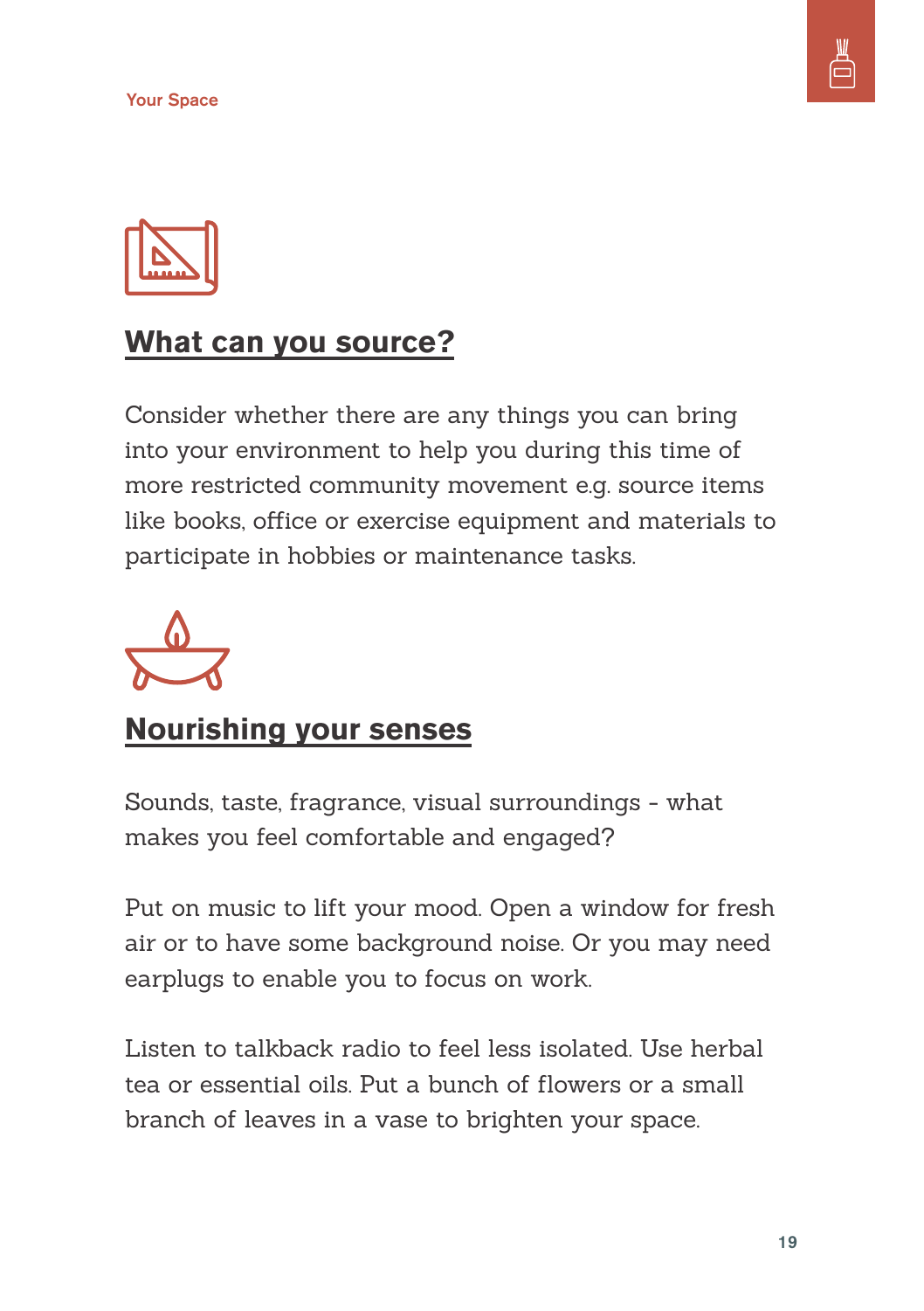## What can you source?

Consider whether there are any things you can bring into your environment to help you during this time of more restricted community movement e.g. source items like books, office or exercise equipment and materials to participate in hobbies or maintenance tasks.

## Nourishing your senses

Sounds, taste, fragrance, visual surroundings - what makes you feel comfortable and engaged?

Put on music to lift your mood. Open a window for fresh air or to have some background noise. Or you may need earplugs to enable you to focus on work.

Listen to talkback radio to feel less isolated. Use herbal tea or essential oils. Put a bunch of flowers or a small branch of leaves in a vase to brighten your space.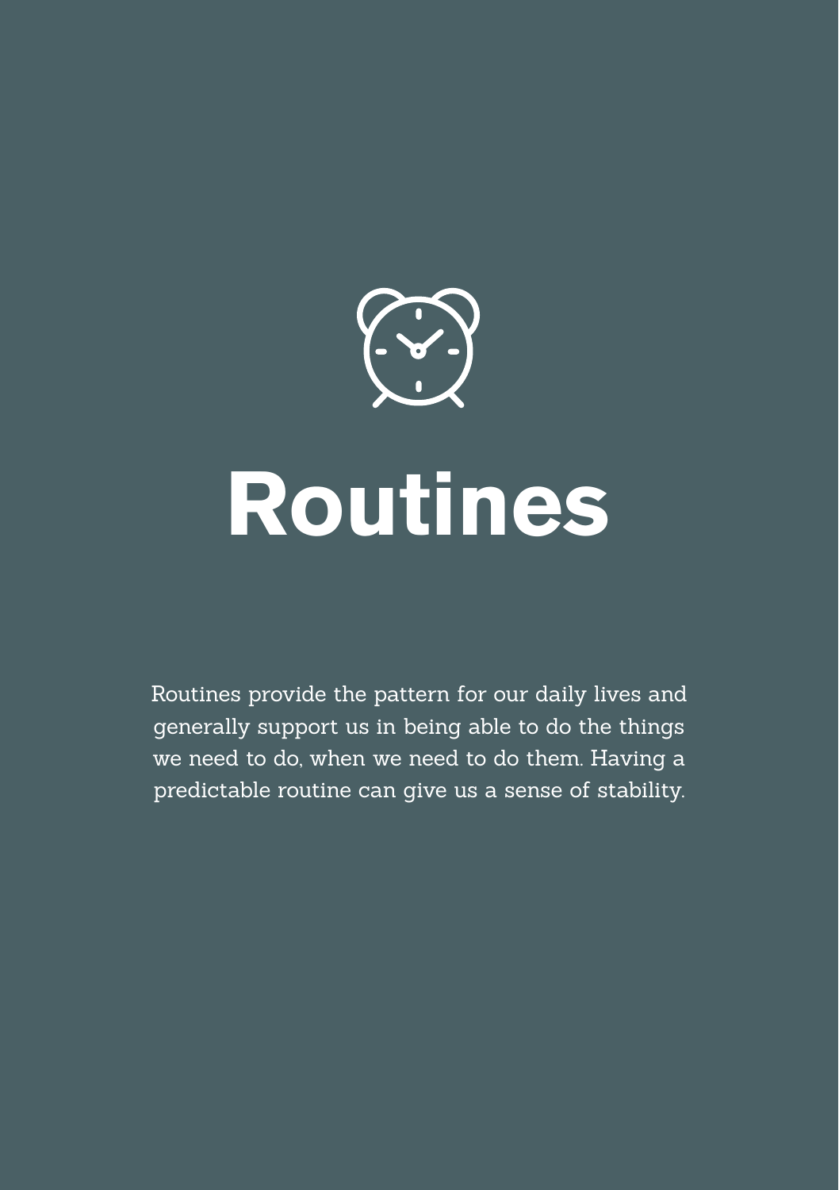# Routines

Routines provide the pattern for our daily lives and generally support us in being able to do the things we need to do, when we need to do them. Having a predictable routine can give us a sense of stability.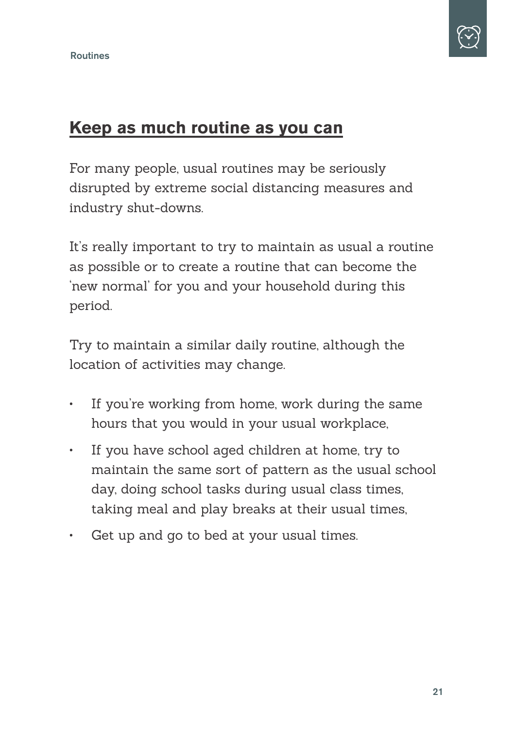## Keep as much routine as you can

For many people, usual routines may be seriously disrupted by extreme social distancing measures and industry shut-downs.

It's really important to try to maintain as usual a routine as possible or to create a routine that can become the 'new normal' for you and your household during this period.

Try to maintain a similar daily routine, although the location of activities may change.

- If you're working from home, work during the same hours that you would in your usual workplace,
- If you have school aged children at home, try to maintain the same sort of pattern as the usual school day, doing school tasks during usual class times, taking meal and play breaks at their usual times,
- Get up and go to bed at your usual times.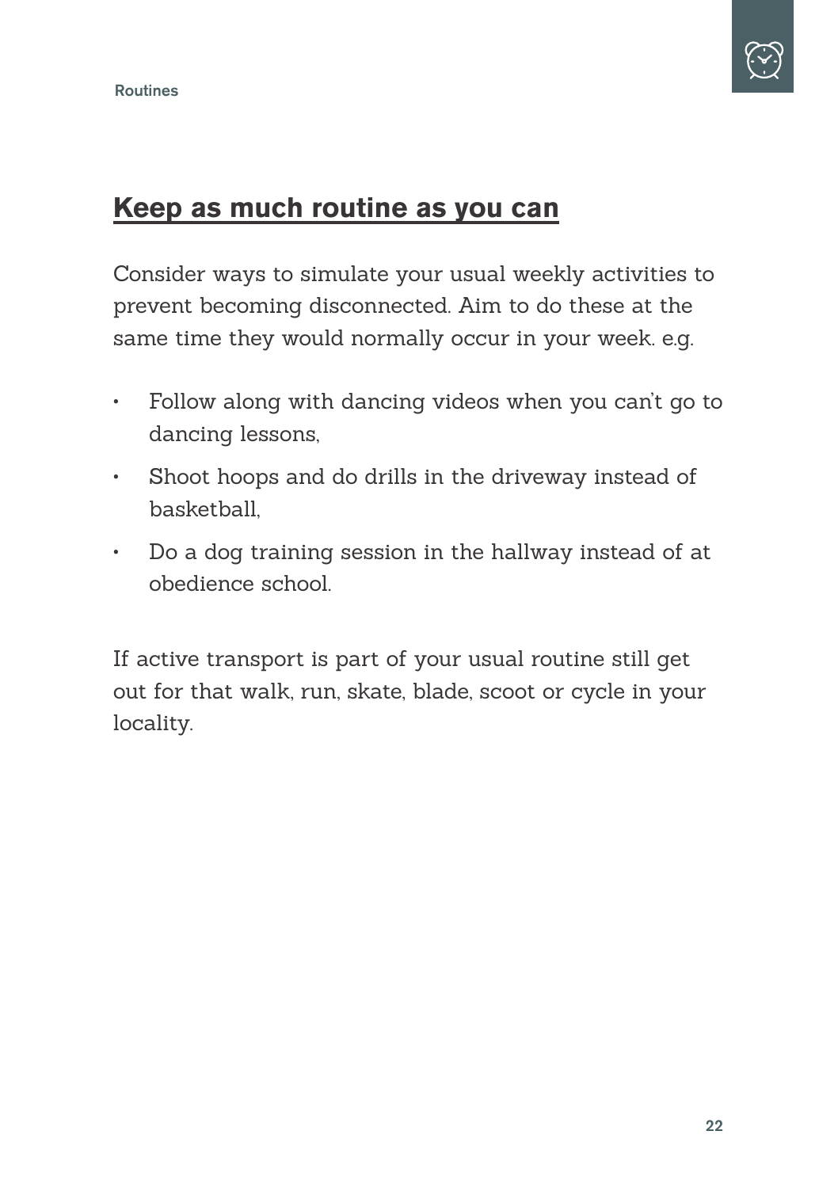## Keep as much routine as you can

Consider ways to simulate your usual weekly activities to prevent becoming disconnected. Aim to do these at the same time they would normally occur in your week. e.g.

- Follow along with dancing videos when you can't go to dancing lessons,
- Shoot hoops and do drills in the driveway instead of basketball,
- Do a dog training session in the hallway instead of at obedience school.

If active transport is part of your usual routine still get out for that walk, run, skate, blade, scoot or cycle in your locality.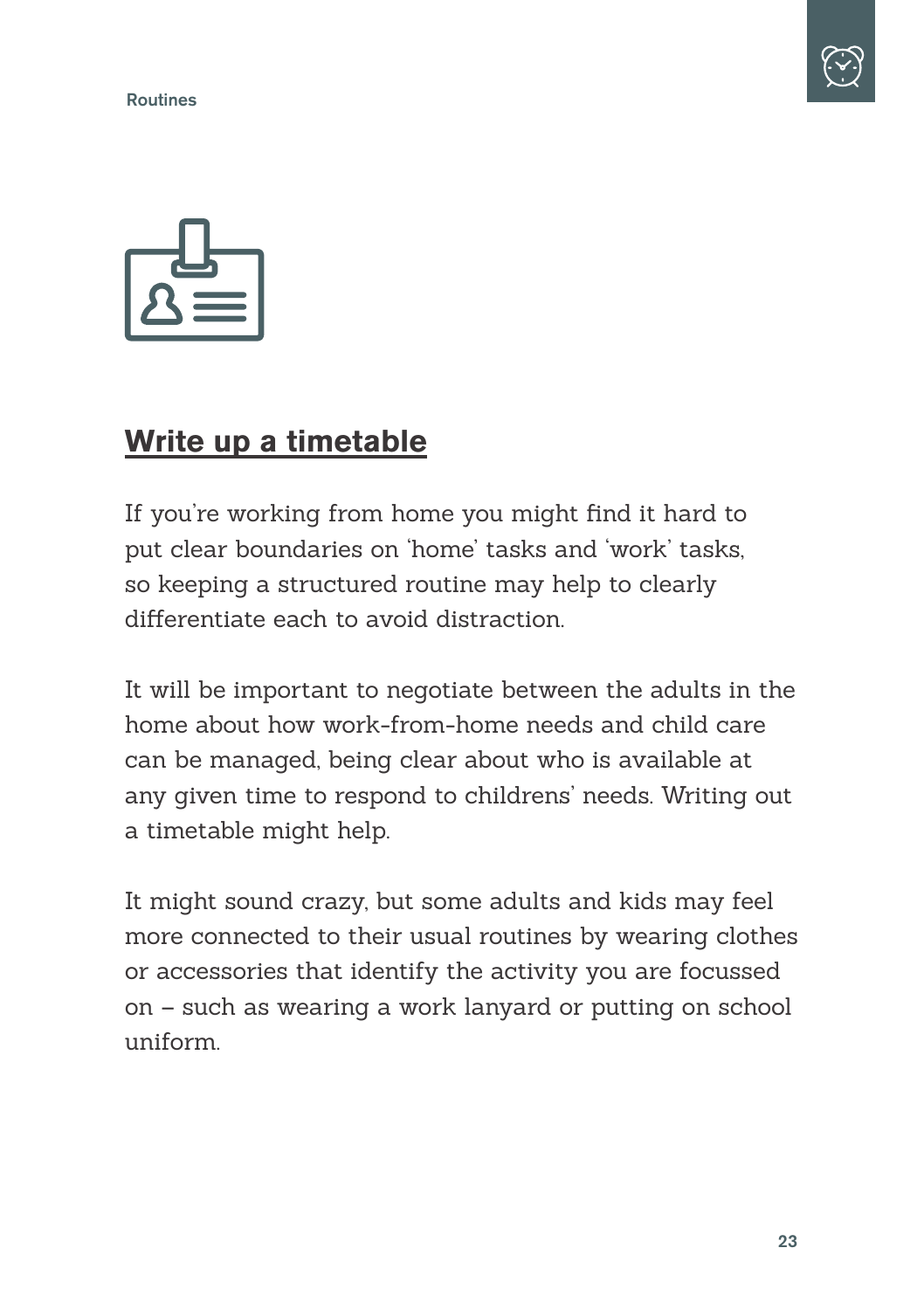## Write up a timetable

If you're working from home you might find it hard to put clear boundaries on 'home' tasks and 'work' tasks, so keeping a structured routine may help to clearly differentiate each to avoid distraction.

It will be important to negotiate between the adults in the home about how work-from-home needs and child care can be managed, being clear about who is available at any given time to respond to childrens' needs. Writing out a timetable might help.

It might sound crazy, but some adults and kids may feel more connected to their usual routines by wearing clothes or accessories that identify the activity you are focussed on – such as wearing a work lanyard or putting on school uniform.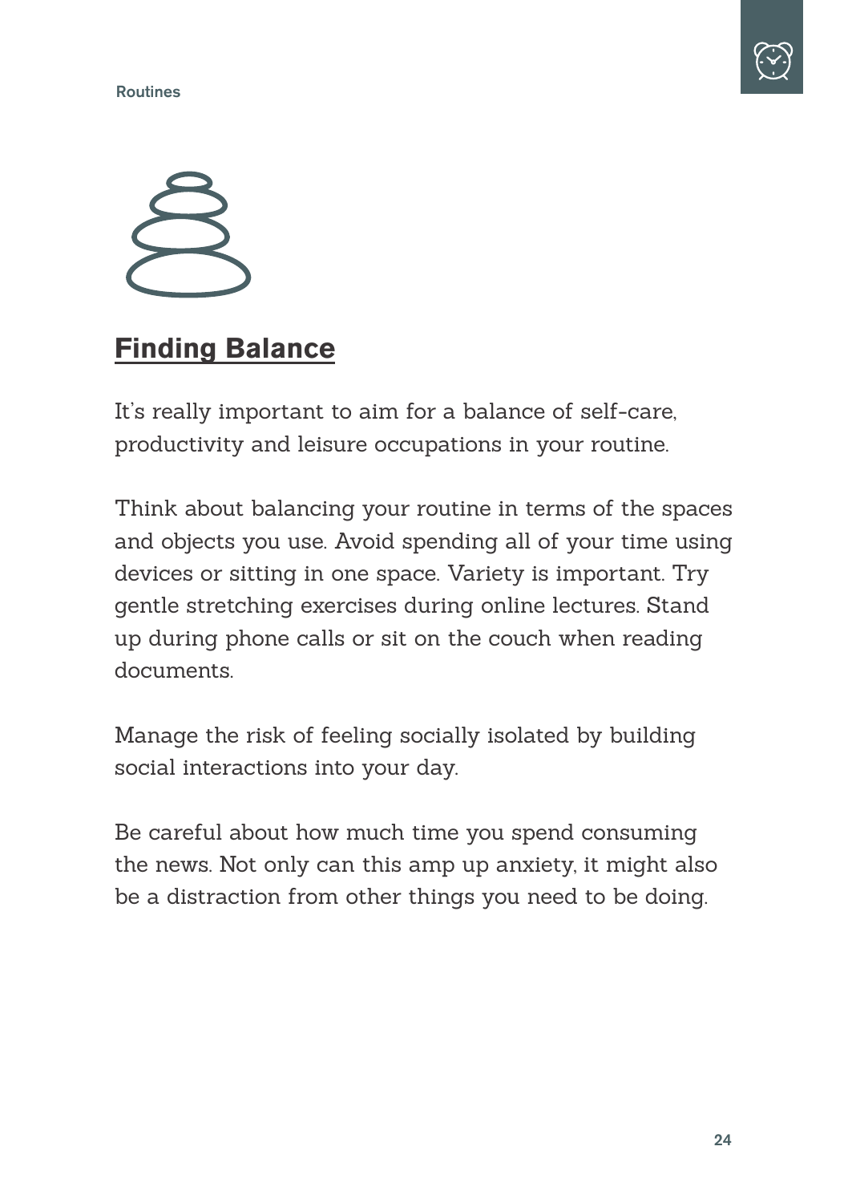## Finding Balance

It's really important to aim for a balance of self-care, productivity and leisure occupations in your routine.

Think about balancing your routine in terms of the spaces and objects you use. Avoid spending all of your time using devices or sitting in one space. Variety is important. Try gentle stretching exercises during online lectures. Stand up during phone calls or sit on the couch when reading documents.

Manage the risk of feeling socially isolated by building social interactions into your day.

Be careful about how much time you spend consuming the news. Not only can this amp up anxiety, it might also be a distraction from other things you need to be doing.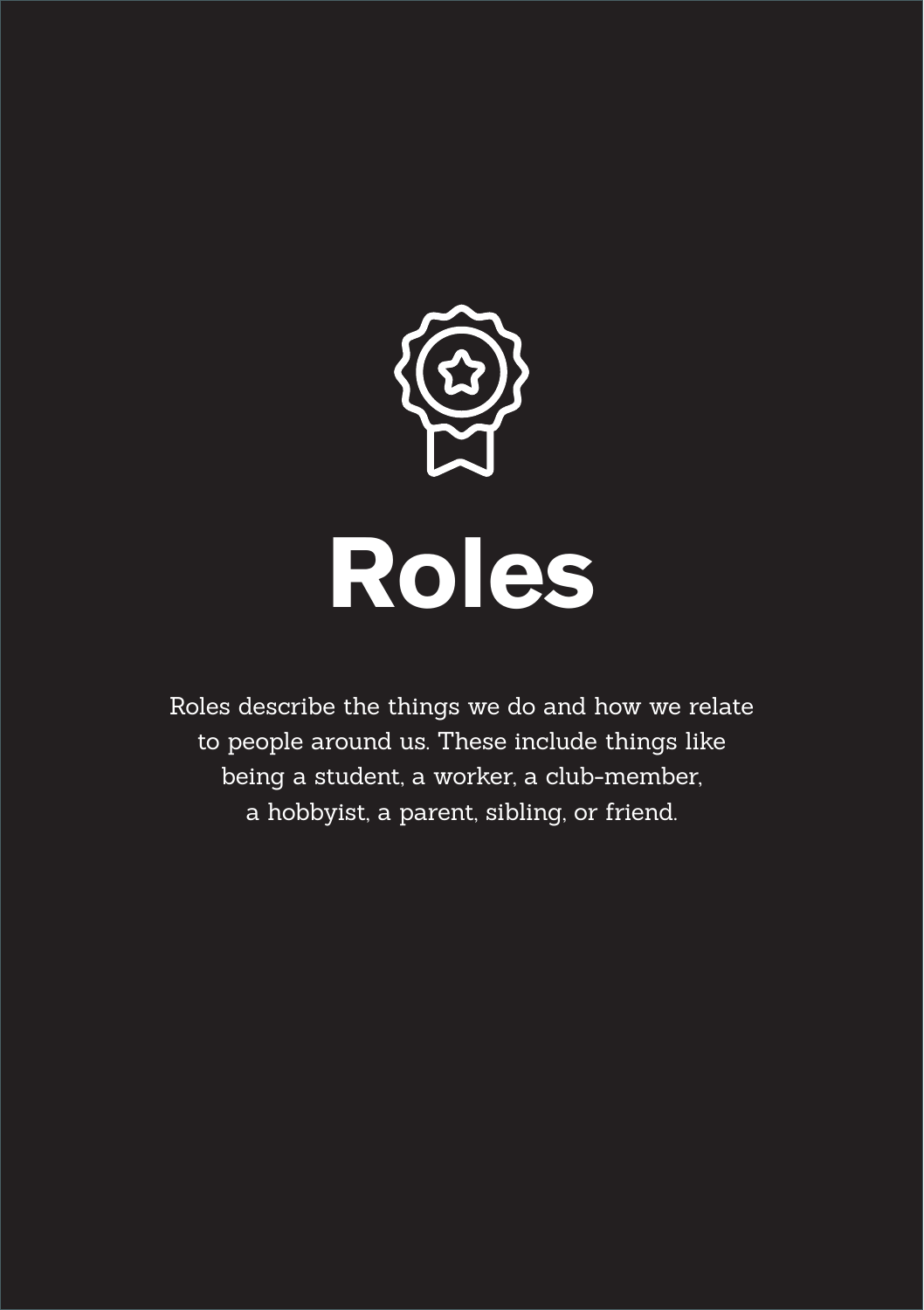# Roles

Roles describe the things we do and how we relate to people around us. These include things like being a student, a worker, a club-member, a hobbyist, a parent, sibling, or friend.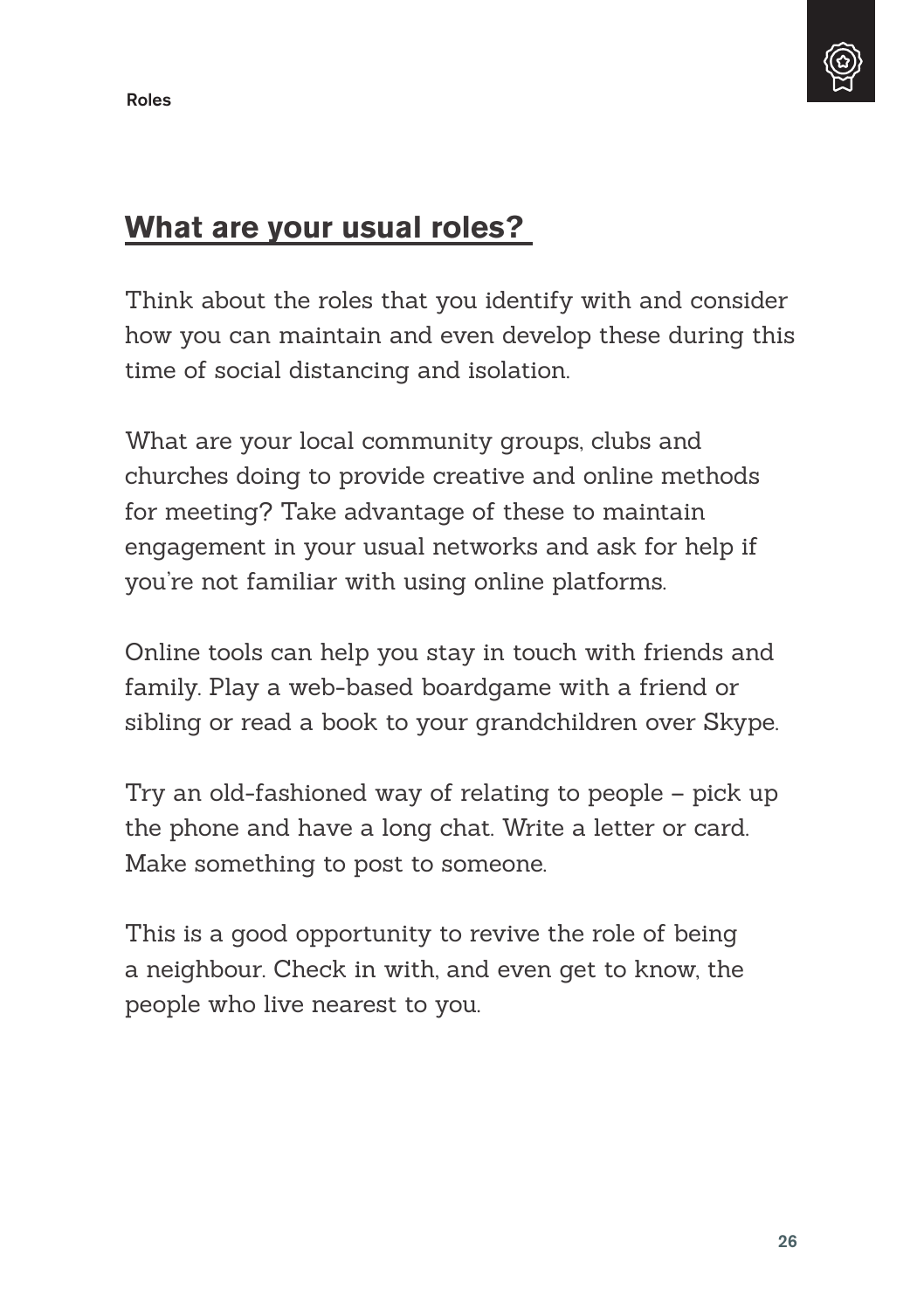## What are your usual roles?

Think about the roles that you identify with and consider how you can maintain and even develop these during this time of social distancing and isolation.

What are your local community groups, clubs and churches doing to provide creative and online methods for meeting? Take advantage of these to maintain engagement in your usual networks and ask for help if you're not familiar with using online platforms.

Online tools can help you stay in touch with friends and family. Play a web-based boardgame with a friend or sibling or read a book to your grandchildren over Skype.

Try an old-fashioned way of relating to people – pick up the phone and have a long chat. Write a letter or card. Make something to post to someone.

This is a good opportunity to revive the role of being a neighbour. Check in with, and even get to know, the people who live nearest to you.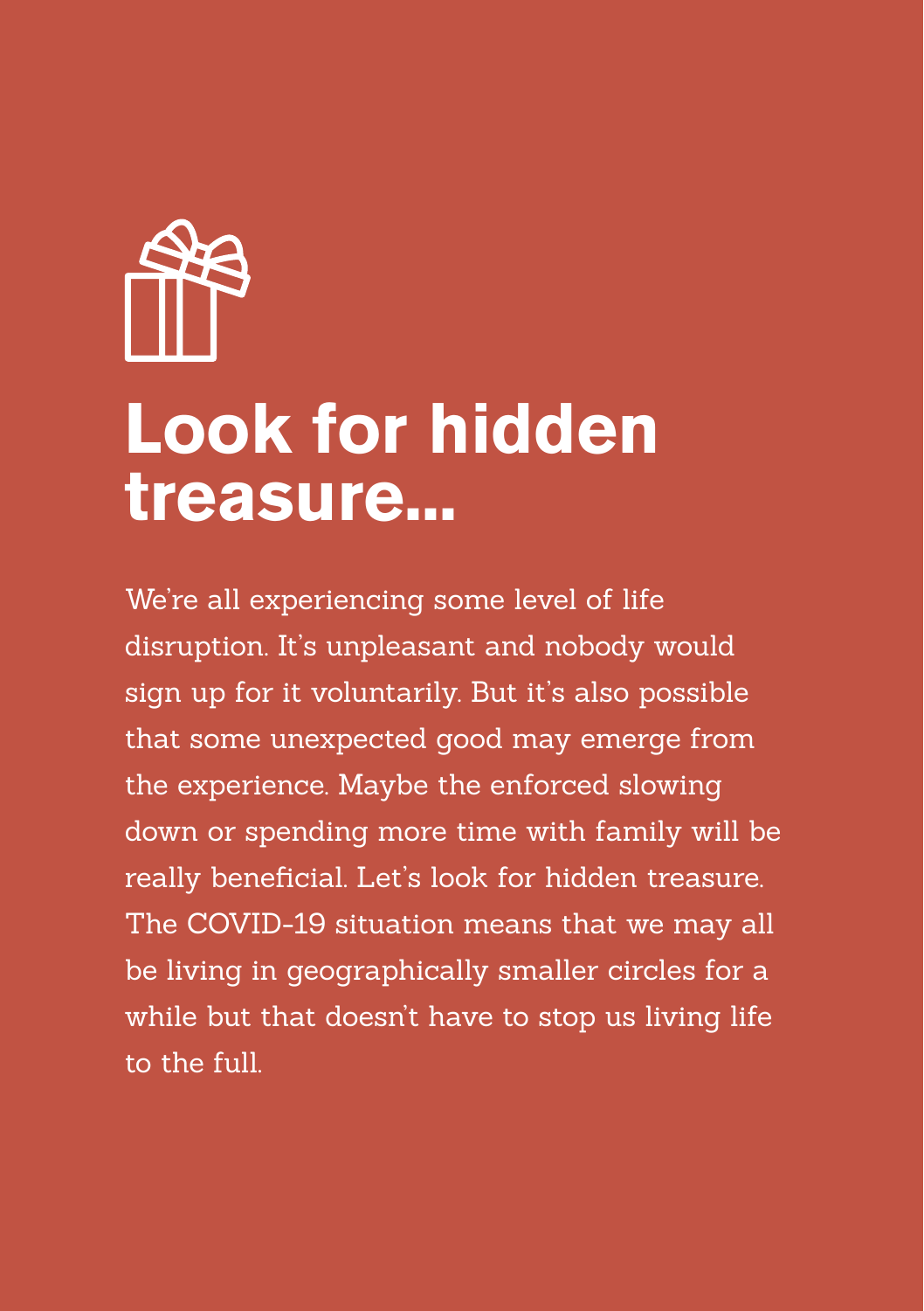# Look for hidden treasure...

We're all experiencing some level of life disruption. It's unpleasant and nobody would sign up for it voluntarily. But it's also possible that some unexpected good may emerge from the experience. Maybe the enforced slowing down or spending more time with family will be really beneficial. Let's look for hidden treasure. The COVID-19 situation means that we may all be living in geographically smaller circles for a while but that doesn't have to stop us living life to the full.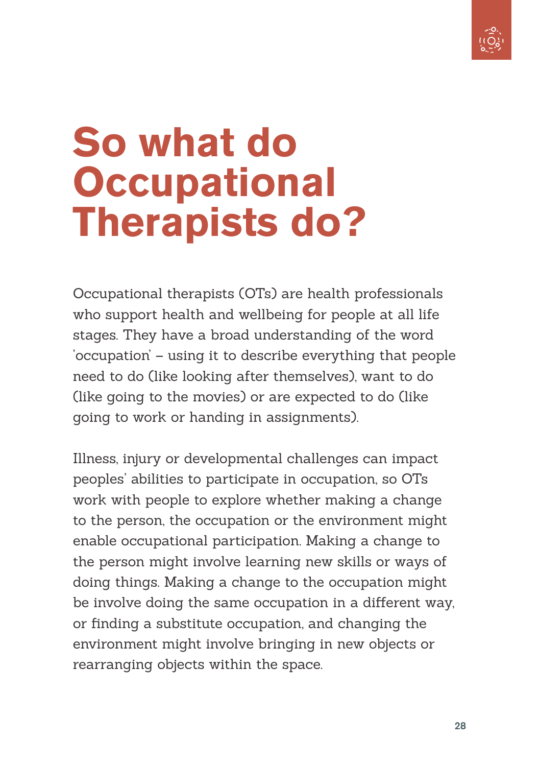# So what do Occupational Therapists do?

Occupational therapists (OTs) are health professionals who support health and wellbeing for people at all life stages. They have a broad understanding of the word 'occupation' – using it to describe everything that people need to do (like looking after themselves), want to do (like going to the movies) or are expected to do (like going to work or handing in assignments).

Illness, injury or developmental challenges can impact peoples' abilities to participate in occupation, so OTs work with people to explore whether making a change to the person, the occupation or the environment might enable occupational participation. Making a change to the person might involve learning new skills or ways of doing things. Making a change to the occupation might be involve doing the same occupation in a different way, or finding a substitute occupation, and changing the environment might involve bringing in new objects or rearranging objects within the space.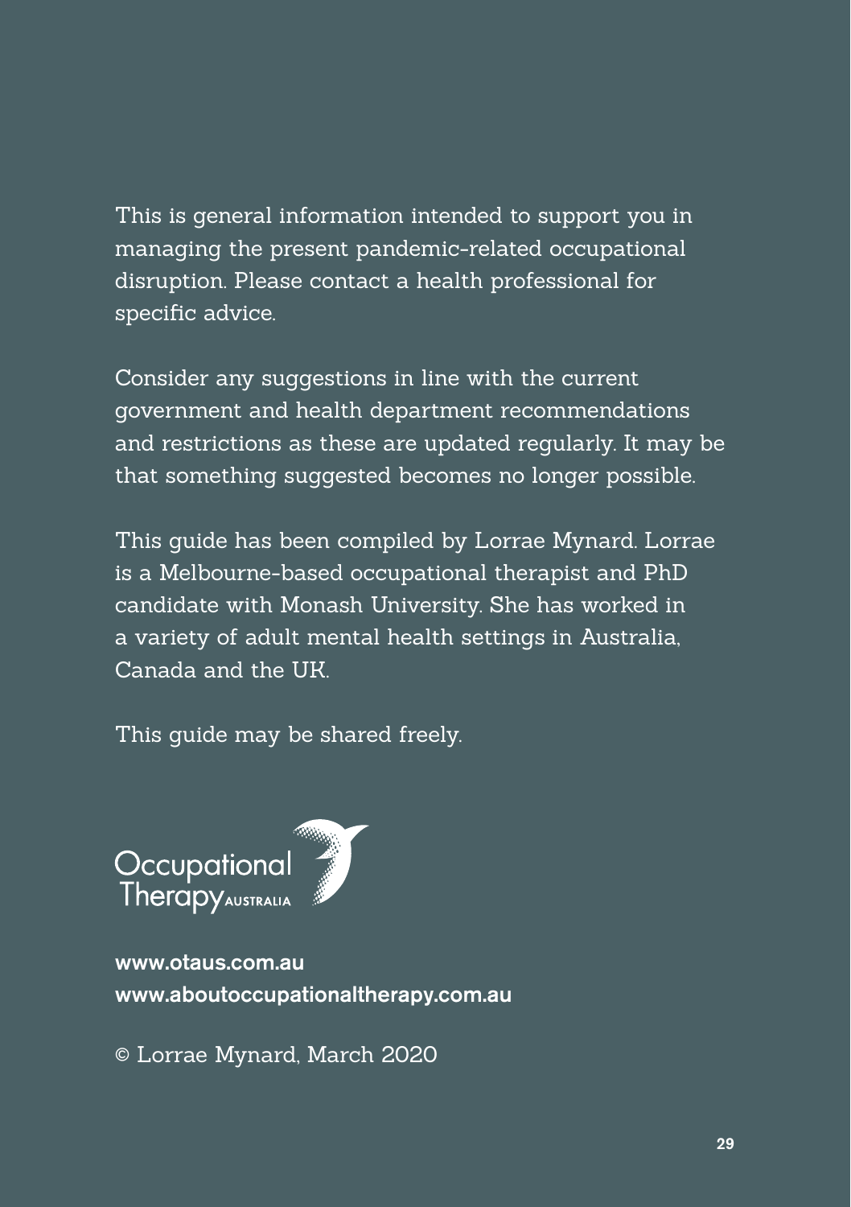This is general information intended to support you in managing the present pandemic-related occupational disruption. Please contact a health professional for specific advice.

Consider any suggestions in line with the current government and health department recommendations and restrictions as these are updated regularly. It may be that something suggested becomes no longer possible.

This guide has been compiled by Lorrae Mynard. Lorrae is a Melbourne-based occupational therapist and PhD candidate with Monash University. She has worked in a variety of adult mental health settings in Australia, Canada and the UK.

This guide may be shared freely.

Occupational Therapy AUSTRALIA

**www.otaus.com.au**
**www.aboutoccupationaltherapy.com.au**

© Lorrae Mynard, March 2020